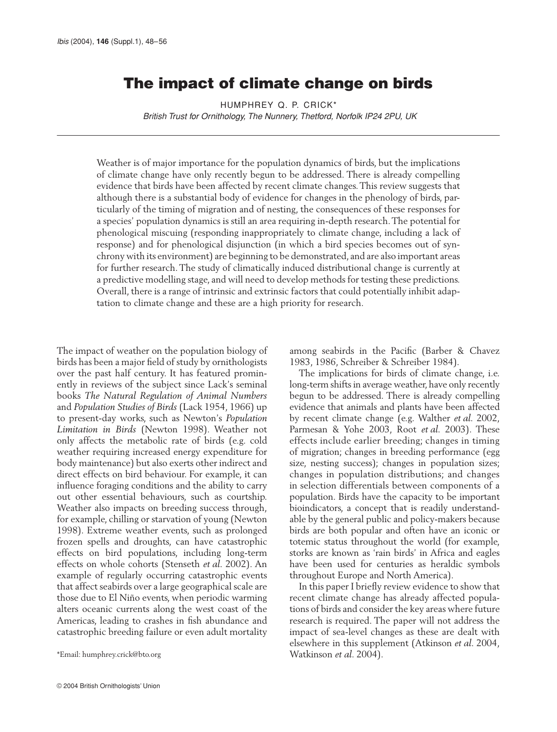# The impact of climate change on birds

HUMPHREY Q. P. CRICK*

*British Trust for Ornithology, The Nunnery, Thetford, Norfolk IP24 2PU, UK*

---

Weather is of major importance for the population dynamics of birds, but the implications of climate change have only recently begun to be addressed. There is already compelling evidence that birds have been affected by recent climate changes. This review suggests that although there is a substantial body of evidence for changes in the phenology of birds, particularly of the timing of migration and of nesting, the consequences of these responses for a species' population dynamics is still an area requiring in-depth research. The potential for phenological miscuing (responding inappropriately to climate change, including a lack of response) and for phenological disjunction (in which a bird species becomes out of synchrony with its environment) are beginning to be demonstrated, and are also important areas for further research. The study of climatically induced distributional change is currently at a predictive modelling stage, and will need to develop methods for testing these predictions. Overall, there is a range of intrinsic and extrinsic factors that could potentially inhibit adaptation to climate change and these are a high priority for research.

---

The impact of weather on the population biology of birds has been a major field of study by ornithologists over the past half century. It has featured prominently in reviews of the subject since Lack's seminal books *The Natural Regulation of Animal Numbers* and *Population Studies of Birds* (Lack 1954, 1966) up to present-day works, such as Newton's *Population Limitation in Birds* (Newton 1998). Weather not only affects the metabolic rate of birds (e.g. cold weather requiring increased energy expenditure for body maintenance) but also exerts other indirect and direct effects on bird behaviour. For example, it can influence foraging conditions and the ability to carry out other essential behaviours, such as courtship. Weather also impacts on breeding success through, for example, chilling or starvation of young (Newton 1998). Extreme weather events, such as prolonged frozen spells and droughts, can have catastrophic effects on bird populations, including long-term effects on whole cohorts (Stenseth *et al.* 2002). An example of regularly occurring catastrophic events that affect seabirds over a large geographical scale are those due to El Niño events, when periodic warming alters oceanic currents along the west coast of the Americas, leading to crashes in fish abundance and catastrophic breeding failure or even adult mortality among seabirds in the Pacific (Barber & Chavez 1983, 1986, Schreiber & Schreiber 1984).

The implications for birds of climate change, i.e. long-term shifts in average weather, have only recently begun to be addressed. There is already compelling evidence that animals and plants have been affected by recent climate change (e.g. Walther *et al.* 2002, Parmesan & Yohe 2003, Root *et al.* 2003). These effects include earlier breeding; changes in timing of migration; changes in breeding performance (egg size, nesting success); changes in population sizes; changes in population distributions; and changes in selection differentials between components of a population. Birds have the capacity to be important bioindicators, a concept that is readily understandable by the general public and policy-makers because birds are both popular and often have an iconic or totemic status throughout the world (for example, storks are known as 'rain birds' in Africa and eagles have been used for centuries as heraldic symbols throughout Europe and North America).

In this paper I briefly review evidence to show that recent climate change has already affected populations of birds and consider the key areas where future research is required. The paper will not address the impact of sea-level changes as these are dealt with elsewhere in this supplement (Atkinson *et al.* 2004, Watkinson *et al.* 2004).

*Email: humphrey.crick@bto.org

© 2004 British Ornithologists' Union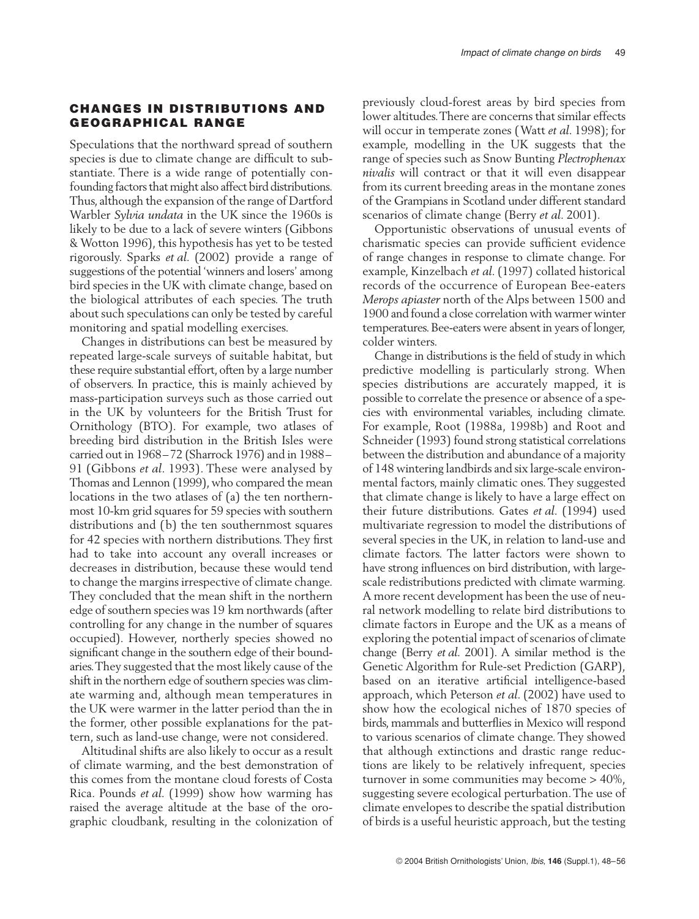## CHANGES IN DISTRIBUTIONS AND GEOGRAPHICAL RANGE

Speculations that the northward spread of southern species is due to climate change are difficult to substantiate. There is a wide range of potentially confounding factors that might also affect bird distributions. Thus, although the expansion of the range of Dartford Warbler *Sylvia undata* in the UK since the 1960s is likely to be due to a lack of severe winters (Gibbons & Wotton 1996), this hypothesis has yet to be tested rigorously. Sparks *et al.* (2002) provide a range of suggestions of the potential 'winners and losers' among bird species in the UK with climate change, based on the biological attributes of each species. The truth about such speculations can only be tested by careful monitoring and spatial modelling exercises.

Changes in distributions can best be measured by repeated large-scale surveys of suitable habitat, but these require substantial effort, often by a large number of observers. In practice, this is mainly achieved by mass-participation surveys such as those carried out in the UK by volunteers for the British Trust for Ornithology (BTO). For example, two atlases of breeding bird distribution in the British Isles were carried out in 1968–72 (Sharrock 1976) and in 1988–91 (Gibbons *et al.* 1993). These were analysed by Thomas and Lennon (1999), who compared the mean locations in the two atlases of (a) the ten northernmost 10-km grid squares for 59 species with southern distributions and (b) the ten southernmost squares for 42 species with northern distributions. They first had to take into account any overall increases or decreases in distribution, because these would tend to change the margins irrespective of climate change. They concluded that the mean shift in the northern edge of southern species was 19 km northwards (after controlling for any change in the number of squares occupied). However, northerly species showed no significant change in the southern edge of their boundaries. They suggested that the most likely cause of the shift in the northern edge of southern species was climate warming and, although mean temperatures in the UK were warmer in the latter period than the in the former, other possible explanations for the pattern, such as land-use change, were not considered.

Altitudinal shifts are also likely to occur as a result of climate warming, and the best demonstration of this comes from the montane cloud forests of Costa Rica. Pounds *et al.* (1999) show how warming has raised the average altitude at the base of the orographic cloudbank, resulting in the colonization of previously cloud-forest areas by bird species from lower altitudes. There are concerns that similar effects will occur in temperate zones (Watt *et al.* 1998); for example, modelling in the UK suggests that the range of species such as Snow Bunting *Plectrophenax nivalis* will contract or that it will even disappear from its current breeding areas in the montane zones of the Grampians in Scotland under different standard scenarios of climate change (Berry *et al.* 2001).

Opportunistic observations of unusual events of charismatic species can provide sufficient evidence of range changes in response to climate change. For example, Kinzelbach *et al.* (1997) collated historical records of the occurrence of European Bee-eaters *Merops apiaster* north of the Alps between 1500 and 1900 and found a close correlation with warmer winter temperatures. Bee-eaters were absent in years of longer, colder winters.

Change in distributions is the field of study in which predictive modelling is particularly strong. When species distributions are accurately mapped, it is possible to correlate the presence or absence of a species with environmental variables, including climate. For example, Root (1988a, 1998b) and Root and Schneider (1993) found strong statistical correlations between the distribution and abundance of a majority of 148 wintering landbirds and six large-scale environmental factors, mainly climatic ones. They suggested that climate change is likely to have a large effect on their future distributions. Gates *et al.* (1994) used multivariate regression to model the distributions of several species in the UK, in relation to land-use and climate factors. The latter factors were shown to have strong influences on bird distribution, with large-scale redistributions predicted with climate warming. A more recent development has been the use of neural network modelling to relate bird distributions to climate factors in Europe and the UK as a means of exploring the potential impact of scenarios of climate change (Berry *et al.* 2001). A similar method is the Genetic Algorithm for Rule-set Prediction (GARP), based on an iterative artificial intelligence-based approach, which Peterson *et al.* (2002) have used to show how the ecological niches of 1870 species of birds, mammals and butterflies in Mexico will respond to various scenarios of climate change. They showed that although extinctions and drastic range reductions are likely to be relatively infrequent, species turnover in some communities may become > 40%, suggesting severe ecological perturbation. The use of climate envelopes to describe the spatial distribution of birds is a useful heuristic approach, but the testing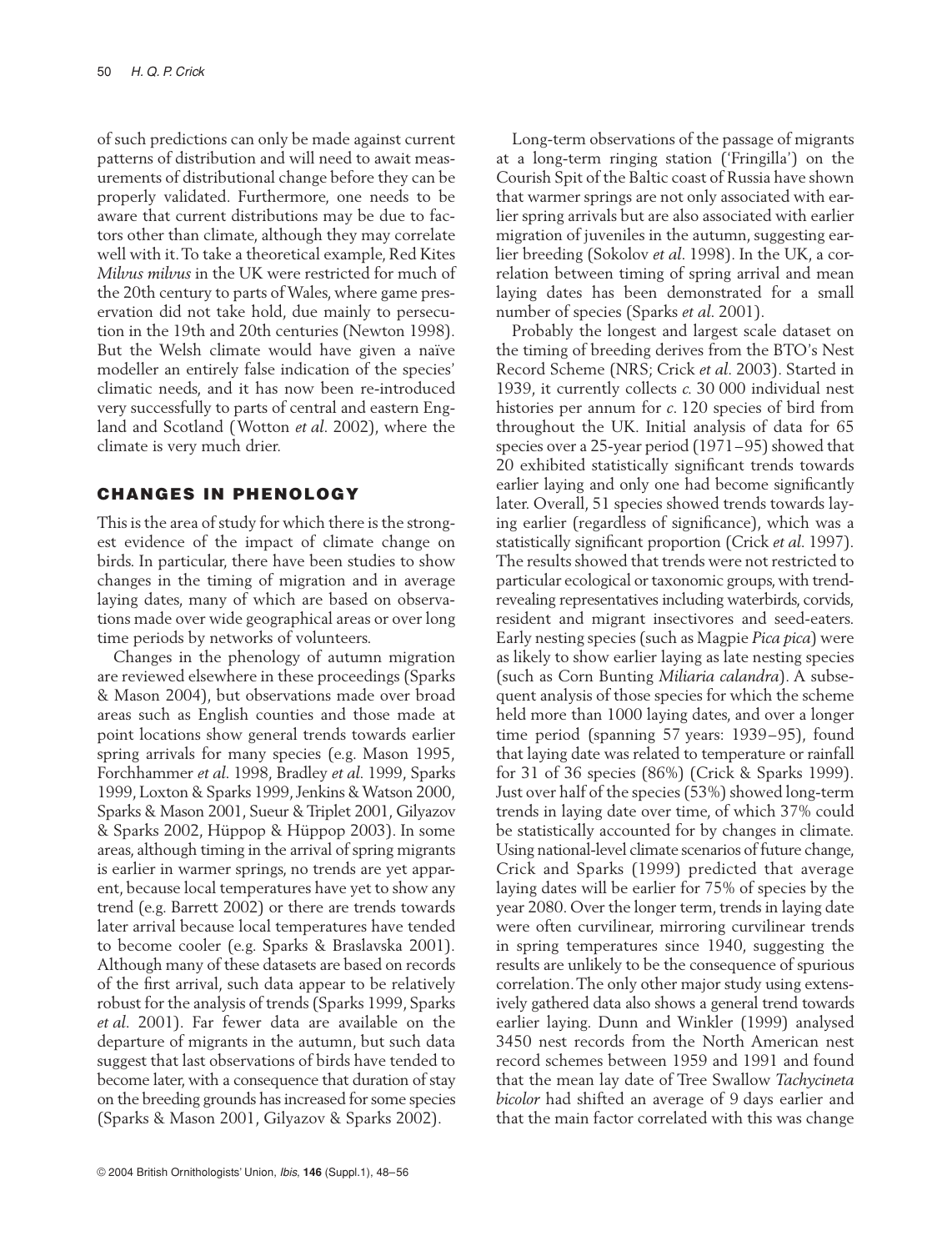of such predictions can only be made against current patterns of distribution and will need to await measurements of distributional change before they can be properly validated. Furthermore, one needs to be aware that current distributions may be due to factors other than climate, although they may correlate well with it. To take a theoretical example, Red Kites *Milvus milvus* in the UK were restricted for much of the 20th century to parts of Wales, where game preservation did not take hold, due mainly to persecution in the 19th and 20th centuries (Newton 1998). But the Welsh climate would have given a naïve modeller an entirely false indication of the species' climatic needs, and it has now been re-introduced very successfully to parts of central and eastern England and Scotland (Wotton *et al.* 2002), where the climate is very much drier.

## CHANGES IN PHENOLOGY

This is the area of study for which there is the strongest evidence of the impact of climate change on birds. In particular, there have been studies to show changes in the timing of migration and in average laying dates, many of which are based on observations made over wide geographical areas or over long time periods by networks of volunteers.

Changes in the phenology of autumn migration are reviewed elsewhere in these proceedings (Sparks & Mason 2004), but observations made over broad areas such as English counties and those made at point locations show general trends towards earlier spring arrivals for many species (e.g. Mason 1995, Forchhammer *et al.* 1998, Bradley *et al.* 1999, Sparks 1999, Loxton & Sparks 1999, Jenkins & Watson 2000, Sparks & Mason 2001, Sueur & Triplet 2001, Gilyazov & Sparks 2002, Hüppop & Hüppop 2003). In some areas, although timing in the arrival of spring migrants is earlier in warmer springs, no trends are yet apparent, because local temperatures have yet to show any trend (e.g. Barrett 2002) or there are trends towards later arrival because local temperatures have tended to become cooler (e.g. Sparks & Braslavska 2001). Although many of these datasets are based on records of the first arrival, such data appear to be relatively robust for the analysis of trends (Sparks 1999, Sparks *et al.* 2001). Far fewer data are available on the departure of migrants in the autumn, but such data suggest that last observations of birds have tended to become later, with a consequence that duration of stay on the breeding grounds has increased for some species (Sparks & Mason 2001, Gilyazov & Sparks 2002).

Long-term observations of the passage of migrants at a long-term ringing station ('Fringilla') on the Courish Spit of the Baltic coast of Russia have shown that warmer springs are not only associated with earlier spring arrivals but are also associated with earlier migration of juveniles in the autumn, suggesting earlier breeding (Sokolov *et al.* 1998). In the UK, a correlation between timing of spring arrival and mean laying dates has been demonstrated for a small number of species (Sparks *et al.* 2001).

Probably the longest and largest scale dataset on the timing of breeding derives from the BTO's Nest Record Scheme (NRS; Crick *et al.* 2003). Started in 1939, it currently collects *c.* 30 000 individual nest histories per annum for *c.* 120 species of bird from throughout the UK. Initial analysis of data for 65 species over a 25-year period (1971–95) showed that 20 exhibited statistically significant trends towards earlier laying and only one had become significantly later. Overall, 51 species showed trends towards laying earlier (regardless of significance), which was a statistically significant proportion (Crick *et al.* 1997). The results showed that trends were not restricted to particular ecological or taxonomic groups, with trend-revealing representatives including waterbirds, corvids, resident and migrant insectivores and seed-eaters. Early nesting species (such as Magpie *Pica pica*) were as likely to show earlier laying as late nesting species (such as Corn Bunting *Miliaria calandra*). A subsequent analysis of those species for which the scheme held more than 1000 laying dates, and over a longer time period (spanning 57 years: 1939–95), found that laying date was related to temperature or rainfall for 31 of 36 species (86%) (Crick & Sparks 1999). Just over half of the species (53%) showed long-term trends in laying date over time, of which 37% could be statistically accounted for by changes in climate. Using national-level climate scenarios of future change, Crick and Sparks (1999) predicted that average laying dates will be earlier for 75% of species by the year 2080. Over the longer term, trends in laying date were often curvilinear, mirroring curvilinear trends in spring temperatures since 1940, suggesting the results are unlikely to be the consequence of spurious correlation. The only other major study using extensively gathered data also shows a general trend towards earlier laying. Dunn and Winkler (1999) analysed 3450 nest records from the North American nest record schemes between 1959 and 1991 and found that the mean lay date of Tree Swallow *Tachycineta bicolor* had shifted an average of 9 days earlier and that the main factor correlated with this was change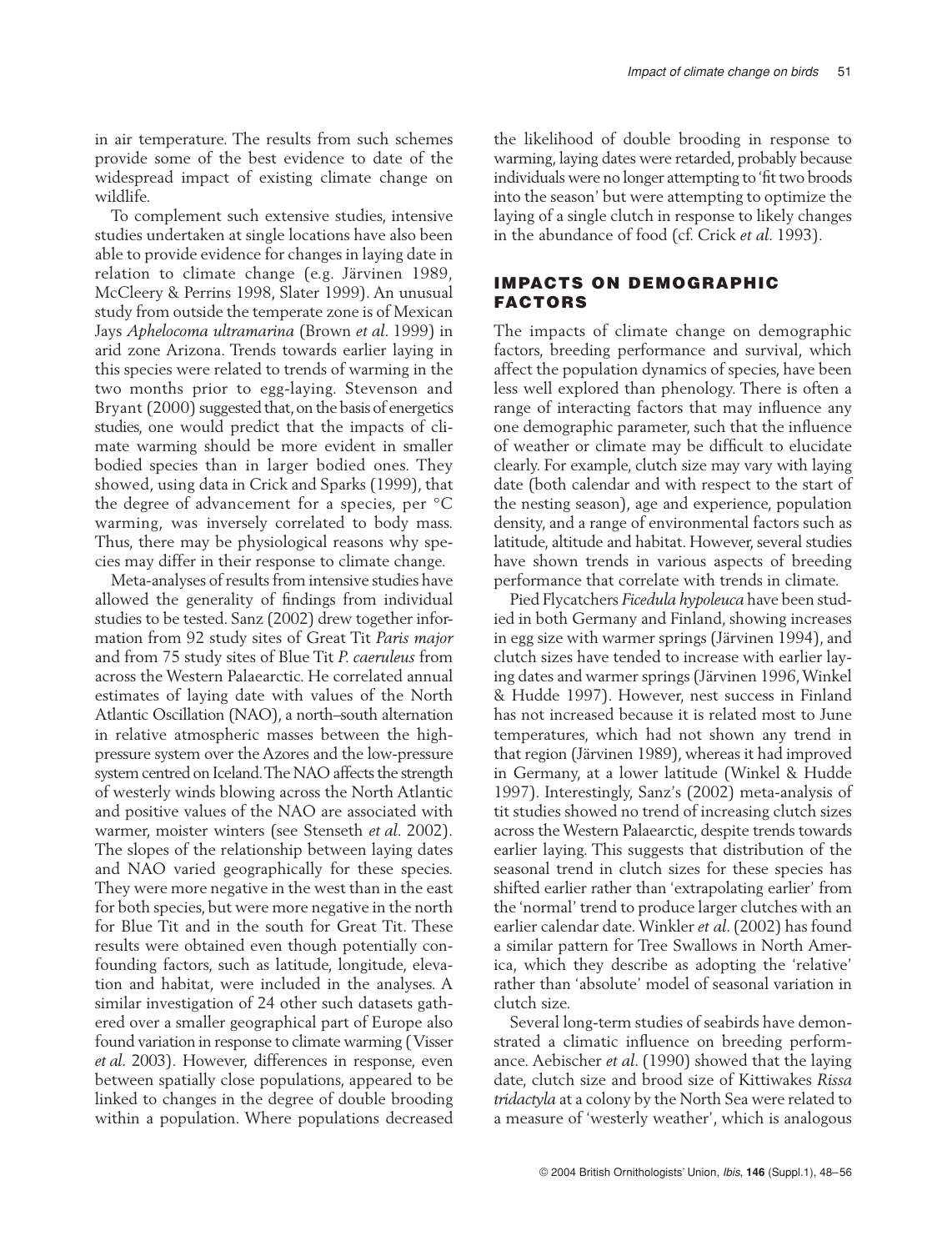in air temperature. The results from such schemes provide some of the best evidence to date of the widespread impact of existing climate change on wildlife.

To complement such extensive studies, intensive studies undertaken at single locations have also been able to provide evidence for changes in laying date in relation to climate change (e.g. Järvinen 1989, McCleery & Perrins 1998, Slater 1999). An unusual study from outside the temperate zone is of Mexican Jays *Aphelocoma ultramarina* (Brown *et al*. 1999) in arid zone Arizona. Trends towards earlier laying in this species were related to trends of warming in the two months prior to egg-laying. Stevenson and Bryant (2000) suggested that, on the basis of energetics studies, one would predict that the impacts of climate warming should be more evident in smaller bodied species than in larger bodied ones. They showed, using data in Crick and Sparks (1999), that the degree of advancement for a species, per °C warming, was inversely correlated to body mass. Thus, there may be physiological reasons why species may differ in their response to climate change.

Meta-analyses of results from intensive studies have allowed the generality of findings from individual studies to be tested. Sanz (2002) drew together information from 92 study sites of Great Tit *Paris major* and from 75 study sites of Blue Tit *P. caeruleus* from across the Western Palaearctic. He correlated annual estimates of laying date with values of the North Atlantic Oscillation (NAO), a north–south alternation in relative atmospheric masses between the high-pressure system over the Azores and the low-pressure system centred on Iceland. The NAO affects the strength of westerly winds blowing across the North Atlantic and positive values of the NAO are associated with warmer, moister winters (see Stenseth *et al*. 2002). The slopes of the relationship between laying dates and NAO varied geographically for these species. They were more negative in the west than in the east for both species, but were more negative in the north for Blue Tit and in the south for Great Tit. These results were obtained even though potentially confounding factors, such as latitude, longitude, elevation and habitat, were included in the analyses. A similar investigation of 24 other such datasets gathered over a smaller geographical part of Europe also found variation in response to climate warming (Visser *et al*. 2003). However, differences in response, even between spatially close populations, appeared to be linked to changes in the degree of double brooding within a population. Where populations decreased the likelihood of double brooding in response to warming, laying dates were retarded, probably because individuals were no longer attempting to 'fit two broods into the season' but were attempting to optimize the laying of a single clutch in response to likely changes in the abundance of food (cf. Crick *et al*. 1993).

## IMPACTS ON DEMOGRAPHIC FACTORS

The impacts of climate change on demographic factors, breeding performance and survival, which affect the population dynamics of species, have been less well explored than phenology. There is often a range of interacting factors that may influence any one demographic parameter, such that the influence of weather or climate may be difficult to elucidate clearly. For example, clutch size may vary with laying date (both calendar and with respect to the start of the nesting season), age and experience, population density, and a range of environmental factors such as latitude, altitude and habitat. However, several studies have shown trends in various aspects of breeding performance that correlate with trends in climate.

Pied Flycatchers *Ficedula hypoleuca* have been studied in both Germany and Finland, showing increases in egg size with warmer springs (Järvinen 1994), and clutch sizes have tended to increase with earlier laying dates and warmer springs (Järvinen 1996, Winkel & Hudde 1997). However, nest success in Finland has not increased because it is related most to June temperatures, which had not shown any trend in that region (Järvinen 1989), whereas it had improved in Germany, at a lower latitude (Winkel & Hudde 1997). Interestingly, Sanz's (2002) meta-analysis of tit studies showed no trend of increasing clutch sizes across the Western Palaearctic, despite trends towards earlier laying. This suggests that distribution of the seasonal trend in clutch sizes for these species has shifted earlier rather than 'extrapolating earlier' from the 'normal' trend to produce larger clutches with an earlier calendar date. Winkler *et al*. (2002) has found a similar pattern for Tree Swallows in North America, which they describe as adopting the 'relative' rather than 'absolute' model of seasonal variation in clutch size.

Several long-term studies of seabirds have demonstrated a climatic influence on breeding performance. Aebischer *et al*. (1990) showed that the laying date, clutch size and brood size of Kittiwakes *Rissa tridactyla* at a colony by the North Sea were related to a measure of 'westerly weather', which is analogous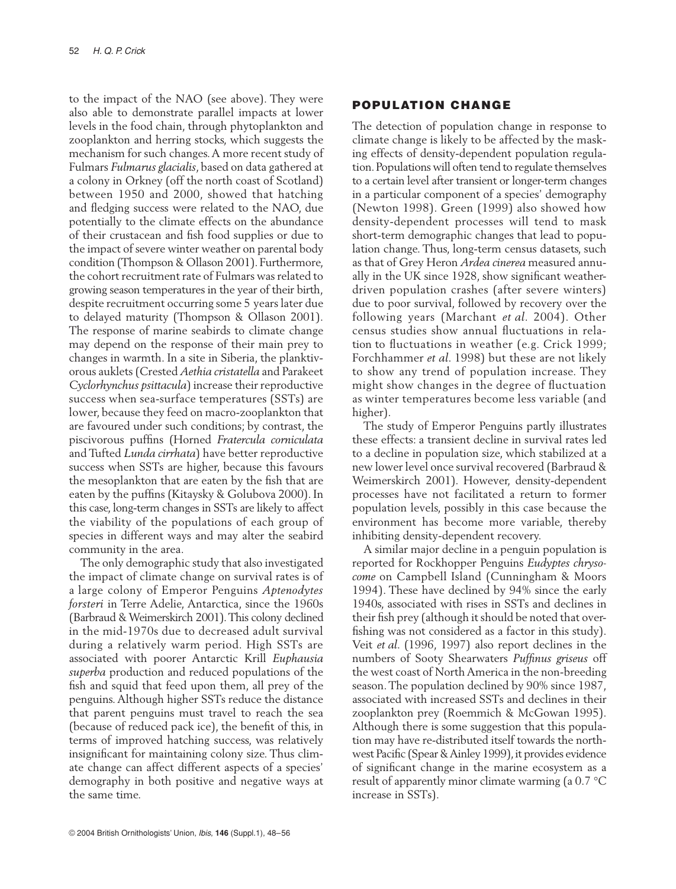to the impact of the NAO (see above). They were also able to demonstrate parallel impacts at lower levels in the food chain, through phytoplankton and zooplankton and herring stocks, which suggests the mechanism for such changes. A more recent study of Fulmars *Fulmarus glacialis*, based on data gathered at a colony in Orkney (off the north coast of Scotland) between 1950 and 2000, showed that hatching and fledging success were related to the NAO, due potentially to the climate effects on the abundance of their crustacean and fish food supplies or due to the impact of severe winter weather on parental body condition (Thompson & Ollason 2001). Furthermore, the cohort recruitment rate of Fulmars was related to growing season temperatures in the year of their birth, despite recruitment occurring some 5 years later due to delayed maturity (Thompson & Ollason 2001). The response of marine seabirds to climate change may depend on the response of their main prey to changes in warmth. In a site in Siberia, the planktivorous auklets (Crested *Aethia cristatella* and Parakeet *Cyclorhynchus psittacula*) increase their reproductive success when sea-surface temperatures (SSTs) are lower, because they feed on macro-zooplankton that are favoured under such conditions; by contrast, the piscivorous puffins (Horned *Fratercula corniculata* and Tufted *Lunda cirrhata*) have better reproductive success when SSTs are higher, because this favours the mesoplankton that are eaten by the fish that are eaten by the puffins (Kitaysky & Golubova 2000). In this case, long-term changes in SSTs are likely to affect the viability of the populations of each group of species in different ways and may alter the seabird community in the area.

The only demographic study that also investigated the impact of climate change on survival rates is of a large colony of Emperor Penguins *Aptenodytes forsteri* in Terre Adelie, Antarctica, since the 1960s (Barbraud & Weimerskirch 2001). This colony declined in the mid-1970s due to decreased adult survival during a relatively warm period. High SSTs are associated with poorer Antarctic Krill *Euphausia superba* production and reduced populations of the fish and squid that feed upon them, all prey of the penguins. Although higher SSTs reduce the distance that parent penguins must travel to reach the sea (because of reduced pack ice), the benefit of this, in terms of improved hatching success, was relatively insignificant for maintaining colony size. Thus climate change can affect different aspects of a species' demography in both positive and negative ways at the same time.

## POPULATION CHANGE

The detection of population change in response to climate change is likely to be affected by the masking effects of density-dependent population regulation. Populations will often tend to regulate themselves to a certain level after transient or longer-term changes in a particular component of a species' demography (Newton 1998). Green (1999) also showed how density-dependent processes will tend to mask short-term demographic changes that lead to population change. Thus, long-term census datasets, such as that of Grey Heron *Ardea cinerea* measured annually in the UK since 1928, show significant weather-driven population crashes (after severe winters) due to poor survival, followed by recovery over the following years (Marchant *et al*. 2004). Other census studies show annual fluctuations in relation to fluctuations in weather (e.g. Crick 1999; Forchhammer *et al*. 1998) but these are not likely to show any trend of population increase. They might show changes in the degree of fluctuation as winter temperatures become less variable (and higher).

The study of Emperor Penguins partly illustrates these effects: a transient decline in survival rates led to a decline in population size, which stabilized at a new lower level once survival recovered (Barbraud & Weimerskirch 2001). However, density-dependent processes have not facilitated a return to former population levels, possibly in this case because the environment has become more variable, thereby inhibiting density-dependent recovery.

A similar major decline in a penguin population is reported for Rockhopper Penguins *Eudyptes chrysocome* on Campbell Island (Cunningham & Moors 1994). These have declined by 94% since the early 1940s, associated with rises in SSTs and declines in their fish prey (although it should be noted that overfishing was not considered as a factor in this study). Veit *et al*. (1996, 1997) also report declines in the numbers of Sooty Shearwaters *Puffinus griseus* off the west coast of North America in the non-breeding season. The population declined by 90% since 1987, associated with increased SSTs and declines in their zooplankton prey (Roemmich & McGowan 1995). Although there is some suggestion that this population may have re-distributed itself towards the northwest Pacific (Spear & Ainley 1999), it provides evidence of significant change in the marine ecosystem as a result of apparently minor climate warming (a 0.7 °C increase in SSTs).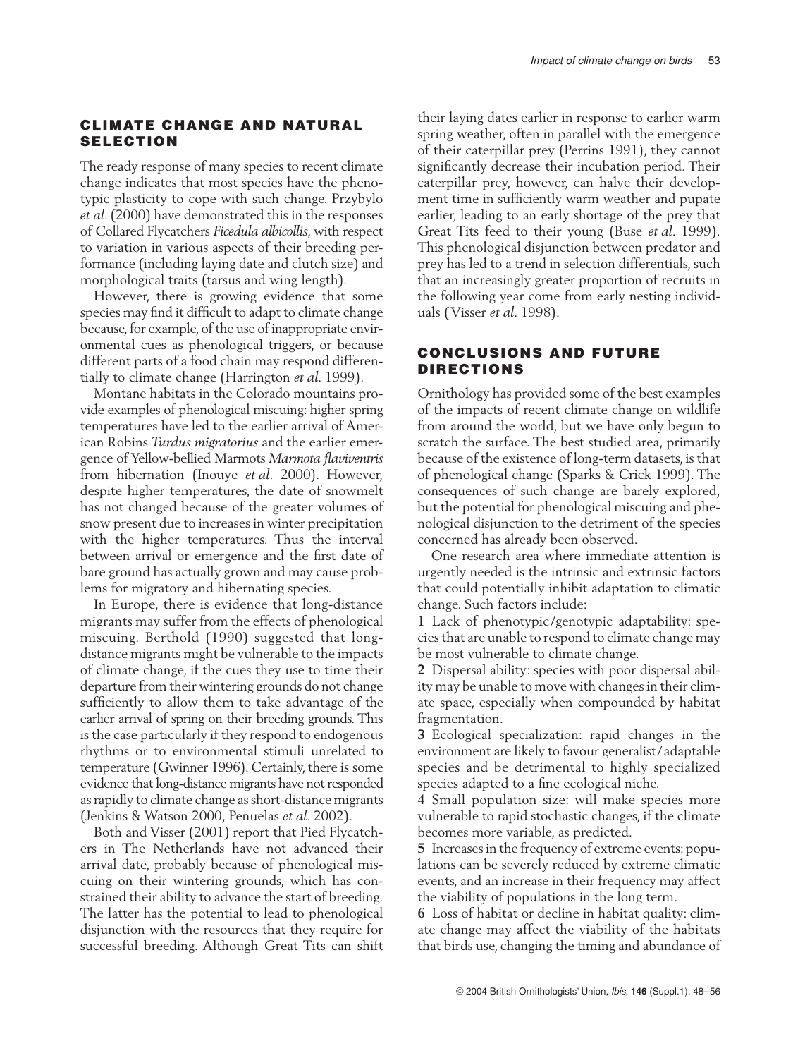## CLIMATE CHANGE AND NATURAL SELECTION

The ready response of many species to recent climate change indicates that most species have the phenotypic plasticity to cope with such change. Przybylo *et al.* (2000) have demonstrated this in the responses of Collared Flycatchers *Ficedula albicollis*, with respect to variation in various aspects of their breeding performance (including laying date and clutch size) and morphological traits (tarsus and wing length).

However, there is growing evidence that some species may find it difficult to adapt to climate change because, for example, of the use of inappropriate environmental cues as phenological triggers, or because different parts of a food chain may respond differentially to climate change (Harrington *et al.* 1999).

Montane habitats in the Colorado mountains provide examples of phenological miscuing: higher spring temperatures have led to the earlier arrival of American Robins *Turdus migratorius* and the earlier emergence of Yellow-bellied Marmots *Marmota flaviventris* from hibernation (Inouye *et al.* 2000). However, despite higher temperatures, the date of snowmelt has not changed because of the greater volumes of snow present due to increases in winter precipitation with the higher temperatures. Thus the interval between arrival or emergence and the first date of bare ground has actually grown and may cause problems for migratory and hibernating species.

In Europe, there is evidence that long-distance migrants may suffer from the effects of phenological miscuing. Berthold (1990) suggested that long-distance migrants might be vulnerable to the impacts of climate change, if the cues they use to time their departure from their wintering grounds do not change sufficiently to allow them to take advantage of the earlier arrival of spring on their breeding grounds. This is the case particularly if they respond to endogenous rhythms or to environmental stimuli unrelated to temperature (Gwinner 1996). Certainly, there is some evidence that long-distance migrants have not responded as rapidly to climate change as short-distance migrants (Jenkins & Watson 2000, Penuelas *et al.* 2002).

Both and Visser (2001) report that Pied Flycatchers in The Netherlands have not advanced their arrival date, probably because of phenological miscuing on their wintering grounds, which has constrained their ability to advance the start of breeding. The latter has the potential to lead to phenological disjunction with the resources that they require for successful breeding. Although Great Tits can shift their laying dates earlier in response to earlier warm spring weather, often in parallel with the emergence of their caterpillar prey (Perrins 1991), they cannot significantly decrease their incubation period. Their caterpillar prey, however, can halve their development time in sufficiently warm weather and pupate earlier, leading to an early shortage of the prey that Great Tits feed to their young (Buse *et al.* 1999). This phenological disjunction between predator and prey has led to a trend in selection differentials, such that an increasingly greater proportion of recruits in the following year come from early nesting individuals (Visser *et al.* 1998).

## CONCLUSIONS AND FUTURE DIRECTIONS

Ornithology has provided some of the best examples of the impacts of recent climate change on wildlife from around the world, but we have only begun to scratch the surface. The best studied area, primarily because of the existence of long-term datasets, is that of phenological change (Sparks & Crick 1999). The consequences of such change are barely explored, but the potential for phenological miscuing and phenological disjunction to the detriment of the species concerned has already been observed.

One research area where immediate attention is urgently needed is the intrinsic and extrinsic factors that could potentially inhibit adaptation to climatic change. Such factors include:

**1** Lack of phenotypic/genotypic adaptability: species that are unable to respond to climate change may be most vulnerable to climate change.

**2** Dispersal ability: species with poor dispersal ability may be unable to move with changes in their climate space, especially when compounded by habitat fragmentation.

**3** Ecological specialization: rapid changes in the environment are likely to favour generalist/adaptable species and be detrimental to highly specialized species adapted to a fine ecological niche.

**4** Small population size: will make species more vulnerable to rapid stochastic changes, if the climate becomes more variable, as predicted.

**5** Increases in the frequency of extreme events: populations can be severely reduced by extreme climatic events, and an increase in their frequency may affect the viability of populations in the long term.

**6** Loss of habitat or decline in habitat quality: climate change may affect the viability of the habitats that birds use, changing the timing and abundance of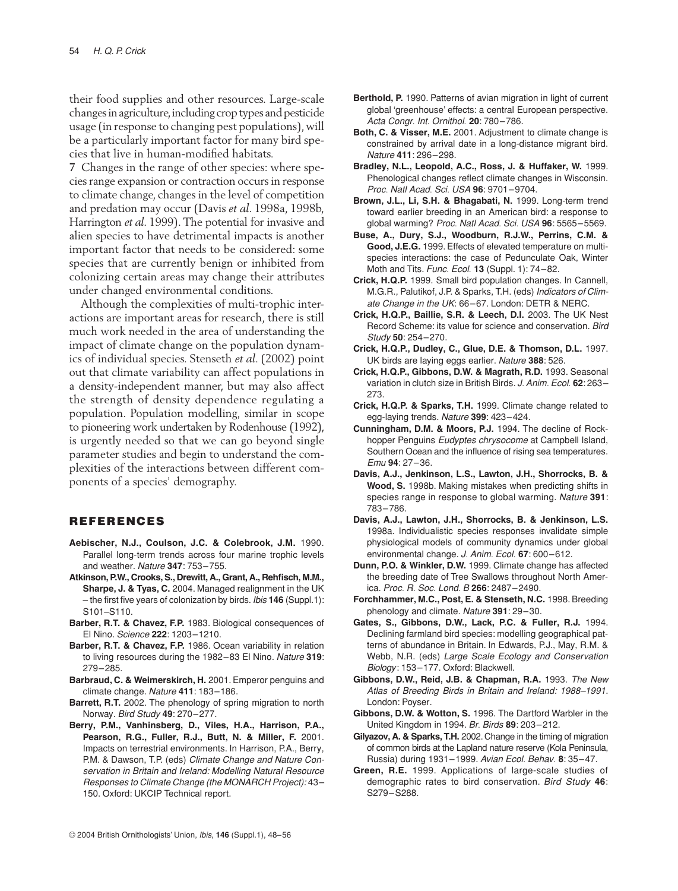their food supplies and other resources. Large-scale changes in agriculture, including crop types and pesticide usage (in response to changing pest populations), will be a particularly important factor for many bird species that live in human-modified habitats.

**7** Changes in the range of other species: where species range expansion or contraction occurs in response to climate change, changes in the level of competition and predation may occur (Davis *et al*. 1998a, 1998b, Harrington *et al*. 1999). The potential for invasive and alien species to have detrimental impacts is another important factor that needs to be considered: some species that are currently benign or inhibited from colonizing certain areas may change their attributes under changed environmental conditions.

Although the complexities of multi-trophic interactions are important areas for research, there is still much work needed in the area of understanding the impact of climate change on the population dynamics of individual species. Stenseth *et al*. (2002) point out that climate variability can affect populations in a density-independent manner, but may also affect the strength of density dependence regulating a population. Population modelling, similar in scope to pioneering work undertaken by Rodenhouse (1992), is urgently needed so that we can go beyond single parameter studies and begin to understand the complexities of the interactions between different components of a species' demography.

## REFERENCES

**Aebischer, N.J., Coulson, J.C. & Colebrook, J.M.** 1990. Parallel long-term trends across four marine trophic levels and weather. *Nature* **347**: 753–755.

**Atkinson, P.W., Crooks, S., Drewitt, A., Grant, A., Rehfisch, M.M., Sharpe, J. & Tyas, C.** 2004. Managed realignment in the UK – the first five years of colonization by birds. *Ibis* **146** (Suppl.1): S101–S110.

**Barber, R.T. & Chavez, F.P.** 1983. Biological consequences of El Nino. *Science* **222**: 1203–1210.

**Barber, R.T. & Chavez, F.P.** 1986. Ocean variability in relation to living resources during the 1982–83 El Nino. *Nature* **319**: 279–285.

**Barbraud, C. & Weimerskirch, H.** 2001. Emperor penguins and climate change. *Nature* **411**: 183–186.

**Barrett, R.T.** 2002. The phenology of spring migration to north Norway. *Bird Study* **49**: 270–277.

**Berry, P.M., Vanhinsberg, D., Viles, H.A., Harrison, P.A., Pearson, R.G., Fuller, R.J., Butt, N. & Miller, F.** 2001. Impacts on terrestrial environments. In Harrison, P.A., Berry, P.M. & Dawson, T.P. (eds) *Climate Change and Nature Conservation in Britain and Ireland: Modelling Natural Resource Responses to Climate Change (the MONARCH Project)*: 43–150. Oxford: UKCIP Technical report.

**Berthold, P.** 1990. Patterns of avian migration in light of current global 'greenhouse' effects: a central European perspective. *Acta Congr. Int. Ornithol.* **20**: 780–786.

**Both, C. & Visser, M.E.** 2001. Adjustment to climate change is constrained by arrival date in a long-distance migrant bird. *Nature* **411**: 296–298.

**Bradley, N.L., Leopold, A.C., Ross, J. & Huffaker, W.** 1999. Phenological changes reflect climate changes in Wisconsin. *Proc. Natl Acad. Sci. USA* **96**: 9701–9704.

**Brown, J.L., Li, S.H. & Bhagabati, N.** 1999. Long-term trend toward earlier breeding in an American bird: a response to global warming? *Proc. Natl Acad. Sci. USA* **96**: 5565–5569.

**Buse, A., Dury, S.J., Woodburn, R.J.W., Perrins, C.M. & Good, J.E.G.** 1999. Effects of elevated temperature on multi-species interactions: the case of Pedunculate Oak, Winter Moth and Tits. *Func. Ecol.* **13** (Suppl. 1): 74–82.

**Crick, H.Q.P.** 1999. Small bird population changes. In Cannell, M.G.R., Palutikof, J.P. & Sparks, T.H. (eds) *Indicators of Climate Change in the UK*: 66–67. London: DETR & NERC.

**Crick, H.Q.P., Baillie, S.R. & Leech, D.I.** 2003. The UK Nest Record Scheme: its value for science and conservation. *Bird Study* **50**: 254–270.

**Crick, H.Q.P., Dudley, C., Glue, D.E. & Thomson, D.L.** 1997. UK birds are laying eggs earlier. *Nature* **388**: 526.

**Crick, H.Q.P., Gibbons, D.W. & Magrath, R.D.** 1993. Seasonal variation in clutch size in British Birds. *J. Anim. Ecol.* **62**: 263–273.

**Crick, H.Q.P. & Sparks, T.H.** 1999. Climate change related to egg-laying trends. *Nature* **399**: 423–424.

**Cunningham, D.M. & Moors, P.J.** 1994. The decline of Rockhopper Penguins *Eudyptes chrysocome* at Campbell Island, Southern Ocean and the influence of rising sea temperatures. *Emu* **94**: 27–36.

**Davis, A.J., Jenkinson, L.S., Lawton, J.H., Shorrocks, B. & Wood, S.** 1998b. Making mistakes when predicting shifts in species range in response to global warming. *Nature* **391**: 783–786.

**Davis, A.J., Lawton, J.H., Shorrocks, B. & Jenkinson, L.S.** 1998a. Individualistic species responses invalidate simple physiological models of community dynamics under global environmental change. *J. Anim. Ecol.* **67**: 600–612.

**Dunn, P.O. & Winkler, D.W.** 1999. Climate change has affected the breeding date of Tree Swallows throughout North America. *Proc. R. Soc. Lond. B* **266**: 2487–2490.

**Forchhammer, M.C., Post, E. & Stenseth, N.C.** 1998. Breeding phenology and climate. *Nature* **391**: 29–30.

**Gates, S., Gibbons, D.W., Lack, P.C. & Fuller, R.J.** 1994. Declining farmland bird species: modelling geographical patterns of abundance in Britain. In Edwards, P.J., May, R.M. & Webb, N.R. (eds) *Large Scale Ecology and Conservation Biology*: 153–177. Oxford: Blackwell.

**Gibbons, D.W., Reid, J.B. & Chapman, R.A.** 1993. *The New Atlas of Breeding Birds in Britain and Ireland: 1988–1991*. London: Poyser.

**Gibbons, D.W. & Wotton, S.** 1996. The Dartford Warbler in the United Kingdom in 1994. *Br. Birds* **89**: 203–212.

**Gilyazov, A. & Sparks, T.H.** 2002. Change in the timing of migration of common birds at the Lapland nature reserve (Kola Peninsula, Russia) during 1931–1999. *Avian Ecol. Behav.* **8**: 35–47.

**Green, R.E.** 1999. Applications of large-scale studies of demographic rates to bird conservation. *Bird Study* **46**: S279–S288.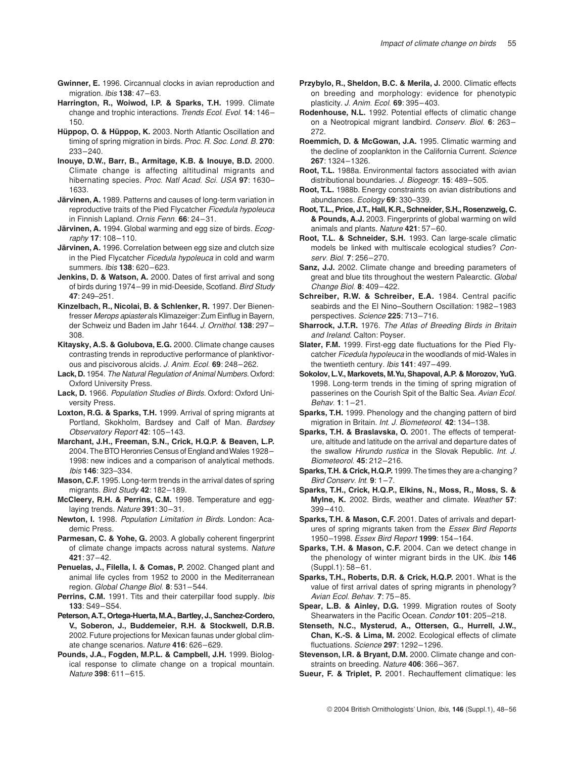**Gwinner, E.** 1996. Circannual clocks in avian reproduction and migration. *Ibis* **138**: 47–63.

**Harrington, R., Woiwod, I.P. & Sparks, T.H.** 1999. Climate change and trophic interactions. *Trends Ecol. Evol.* **14**: 146–150.

**Hüppop, O. & Hüppop, K.** 2003. North Atlantic Oscillation and timing of spring migration in birds. *Proc. R. Soc. Lond. B.* **270**: 233–240.

**Inouye, D.W., Barr, B., Armitage, K.B. & Inouye, B.D.** 2000. Climate change is affecting altitudinal migrants and hibernating species. *Proc. Natl Acad. Sci. USA* **97**: 1630–1633.

**Järvinen, A.** 1989. Patterns and causes of long-term variation in reproductive traits of the Pied Flycatcher *Ficedula hypoleuca* in Finnish Lapland. *Ornis Fenn.* **66**: 24–31.

**Järvinen, A.** 1994. Global warming and egg size of birds. *Ecography* **17**: 108–110.

**Järvinen, A.** 1996. Correlation between egg size and clutch size in the Pied Flycatcher *Ficedula hypoleuca* in cold and warm summers. *Ibis* **138**: 620–623.

**Jenkins, D. & Watson, A.** 2000. Dates of first arrival and song of birds during 1974–99 in mid-Deeside, Scotland. *Bird Study* **47**: 249–251.

**Kinzelbach, R., Nicolai, B. & Schlenker, R.** 1997. Der Bienenfresser *Merops apiaster* als Klimazeiger: Zum Einflug in Bayern, der Schweiz und Baden im Jahr 1644. *J. Ornithol.* **138**: 297–308.

**Kitaysky, A.S. & Golubova, E.G.** 2000. Climate change causes contrasting trends in reproductive performance of planktivorous and piscivorous alcids. *J. Anim. Ecol.* **69**: 248–262.

**Lack, D.** 1954. *The Natural Regulation of Animal Numbers*. Oxford: Oxford University Press.

**Lack, D.** 1966. *Population Studies of Birds*. Oxford: Oxford University Press.

**Loxton, R.G. & Sparks, T.H.** 1999. Arrival of spring migrants at Portland, Skokholm, Bardsey and Calf of Man. *Bardsey Observatory Report* **42**: 105–143.

**Marchant, J.H., Freeman, S.N., Crick, H.Q.P. & Beaven, L.P.** 2004. The BTO Heronries Census of England and Wales 1928–1998: new indices and a comparison of analytical methods. *Ibis* **146**: 323–334.

**Mason, C.F.** 1995. Long-term trends in the arrival dates of spring migrants. *Bird Study* **42**: 182–189.

**McCleery, R.H. & Perrins, C.M.** 1998. Temperature and egg-laying trends. *Nature* **391**: 30–31.

**Newton, I.** 1998. *Population Limitation in Birds*. London: Academic Press.

**Parmesan, C. & Yohe, G.** 2003. A globally coherent fingerprint of climate change impacts across natural systems. *Nature* **421**: 37–42.

**Penuelas, J., Filella, I. & Comas, P.** 2002. Changed plant and animal life cycles from 1952 to 2000 in the Mediterranean region. *Global Change Biol.* **8**: 531–544.

**Perrins, C.M.** 1991. Tits and their caterpillar food supply. *Ibis* **133**: S49–S54.

**Peterson, A.T., Ortega-Huerta, M.A., Bartley, J., Sanchez-Cordero, V., Soberon, J., Buddemeier, R.H. & Stockwell, D.R.B.** 2002. Future projections for Mexican faunas under global climate change scenarios. *Nature* **416**: 626–629.

**Pounds, J.A., Fogden, M.P.L. & Campbell, J.H.** 1999. Biological response to climate change on a tropical mountain. *Nature* **398**: 611–615.

**Przybylo, R., Sheldon, B.C. & Merila, J.** 2000. Climatic effects on breeding and morphology: evidence for phenotypic plasticity. *J. Anim. Ecol.* **69**: 395–403.

**Rodenhouse, N.L.** 1992. Potential effects of climatic change on a Neotropical migrant landbird. *Conserv. Biol.* **6**: 263–272.

**Roemmich, D. & McGowan, J.A.** 1995. Climatic warming and the decline of zooplankton in the California Current. *Science* **267**: 1324–1326.

**Root, T.L.** 1988a. Environmental factors associated with avian distributional boundaries. *J. Biogeogr.* **15**: 489–505.

**Root, T.L.** 1988b. Energy constraints on avian distributions and abundances. *Ecology* **69**: 330–339.

**Root, T.L., Price, J.T., Hall, K.R., Schneider, S.H., Rosenzweig, C. & Pounds, A.J.** 2003. Fingerprints of global warming on wild animals and plants. *Nature* **421**: 57–60.

**Root, T.L. & Schneider, S.H.** 1993. Can large-scale climatic models be linked with multiscale ecological studies? *Conserv. Biol.* **7**: 256–270.

**Sanz, J.J.** 2002. Climate change and breeding parameters of great and blue tits throughout the western Palearctic. *Global Change Biol.* **8**: 409–422.

**Schreiber, R.W. & Schreiber, E.A.** 1984. Central pacific seabirds and the El Nino–Southern Oscillation: 1982–1983 perspectives. *Science* **225**: 713–716.

**Sharrock, J.T.R.** 1976. *The Atlas of Breeding Birds in Britain and Ireland*. Calton: Poyser.

**Slater, F.M.** 1999. First-egg date fluctuations for the Pied Flycatcher *Ficedula hypoleuca* in the woodlands of mid-Wales in the twentieth century. *Ibis* **141**: 497–499.

**Sokolov, L.V., Markovets, M.Yu, Shapoval, A.P. & Morozov, YuG.** 1998. Long-term trends in the timing of spring migration of passerines on the Courish Spit of the Baltic Sea. *Avian Ecol. Behav.* **1**: 1–21.

**Sparks, T.H.** 1999. Phenology and the changing pattern of bird migration in Britain. *Int. J. Biometeorol.* **42**: 134–138.

**Sparks, T.H. & Braslavska, O.** 2001. The effects of temperature, altitude and latitude on the arrival and departure dates of the swallow *Hirundo rustica* in the Slovak Republic. *Int. J. Biometeorol.* **45**: 212–216.

**Sparks, T.H. & Crick, H.Q.P.** 1999. The times they are a-changing? *Bird Conserv. Int.* **9**: 1–7.

**Sparks, T.H., Crick, H.Q.P., Elkins, N., Moss, R., Moss, S. & Mylne, K.** 2002. Birds, weather and climate. *Weather* **57**: 399–410.

**Sparks, T.H. & Mason, C.F.** 2001. Dates of arrivals and departures of spring migrants taken from the *Essex Bird Reports* 1950–1998. *Essex Bird Report* **1999**: 154–164.

**Sparks, T.H. & Mason, C.F.** 2004. Can we detect change in the phenology of winter migrant birds in the UK. *Ibis* **146** (Suppl.1): 58–61.

**Sparks, T.H., Roberts, D.R. & Crick, H.Q.P.** 2001. What is the value of first arrival dates of spring migrants in phenology? *Avian Ecol. Behav.* **7**: 75–85.

**Spear, L.B. & Ainley, D.G.** 1999. Migration routes of Sooty Shearwaters in the Pacific Ocean. *Condor* **101**: 205–218.

**Stenseth, N.C., Mysterud, A., Ottersen, G., Hurrell, J.W., Chan, K.-S. & Lima, M.** 2002. Ecological effects of climate fluctuations. *Science* **297**: 1292–1296.

**Stevenson, I.R. & Bryant, D.M.** 2000. Climate change and constraints on breeding. *Nature* **406**: 366–367.

**Sueur, F. & Triplet, P.** 2001. Rechauffement climatique: les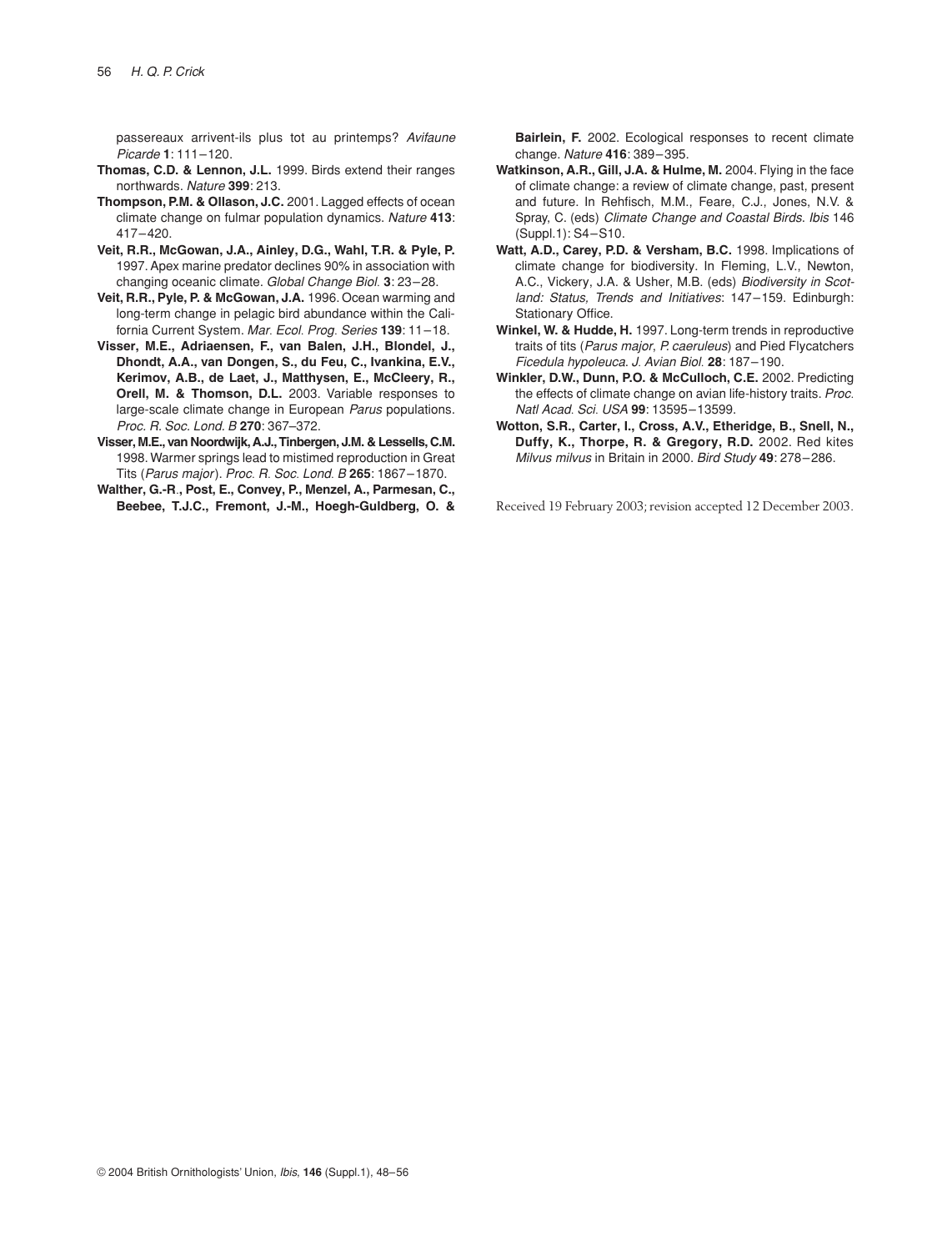passereaux arrivent-ils plus tot au printemps? *Avifaune Picarde* **1**: 111–120.

**Thomas, C.D. & Lennon, J.L.** 1999. Birds extend their ranges northwards. *Nature* **399**: 213.

**Thompson, P.M. & Ollason, J.C.** 2001. Lagged effects of ocean climate change on fulmar population dynamics. *Nature* **413**: 417–420.

**Veit, R.R., McGowan, J.A., Ainley, D.G., Wahl, T.R. & Pyle, P.** 1997. Apex marine predator declines 90% in association with changing oceanic climate. *Global Change Biol.* **3**: 23–28.

**Veit, R.R., Pyle, P. & McGowan, J.A.** 1996. Ocean warming and long-term change in pelagic bird abundance within the California Current System. *Mar. Ecol. Prog. Series* **139**: 11–18.

**Visser, M.E., Adriaensen, F., van Balen, J.H., Blondel, J., Dhondt, A.A., van Dongen, S., du Feu, C., Ivankina, E.V., Kerimov, A.B., de Laet, J., Matthysen, E., McCleery, R., Orell, M. & Thomson, D.L.** 2003. Variable responses to large-scale climate change in European *Parus* populations. *Proc. R. Soc. Lond. B* **270**: 367–372.

**Visser, M.E., van Noordwijk, A.J., Tinbergen, J.M. & Lessells, C.M.** 1998. Warmer springs lead to mistimed reproduction in Great Tits (*Parus major*). *Proc. R. Soc. Lond. B* **265**: 1867–1870.

**Walther, G.-R., Post, E., Convey, P., Menzel, A., Parmesan, C., Beebee, T.J.C., Fremont, J.-M., Hoegh-Guldberg, O. & Bairlein, F.** 2002. Ecological responses to recent climate change. *Nature* **416**: 389–395.

**Watkinson, A.R., Gill, J.A. & Hulme, M.** 2004. Flying in the face of climate change: a review of climate change, past, present and future. In Rehfisch, M.M., Feare, C.J., Jones, N.V. & Spray, C. (eds) *Climate Change and Coastal Birds. Ibis* 146 (Suppl.1): S4–S10.

**Watt, A.D., Carey, P.D. & Versham, B.C.** 1998. Implications of climate change for biodiversity. In Fleming, L.V., Newton, A.C., Vickery, J.A. & Usher, M.B. (eds) *Biodiversity in Scotland: Status, Trends and Initiatives*: 147–159. Edinburgh: Stationary Office.

**Winkel, W. & Hudde, H.** 1997. Long-term trends in reproductive traits of tits (*Parus major*, *P. caeruleus*) and Pied Flycatchers *Ficedula hypoleuca*. *J. Avian Biol.* **28**: 187–190.

**Winkler, D.W., Dunn, P.O. & McCulloch, C.E.** 2002. Predicting the effects of climate change on avian life-history traits. *Proc. Natl Acad. Sci. USA* **99**: 13595–13599.

**Wotton, S.R., Carter, I., Cross, A.V., Etheridge, B., Snell, N., Duffy, K., Thorpe, R. & Gregory, R.D.** 2002. Red kites *Milvus milvus* in Britain in 2000. *Bird Study* **49**: 278–286.

Received 19 February 2003; revision accepted 12 December 2003.